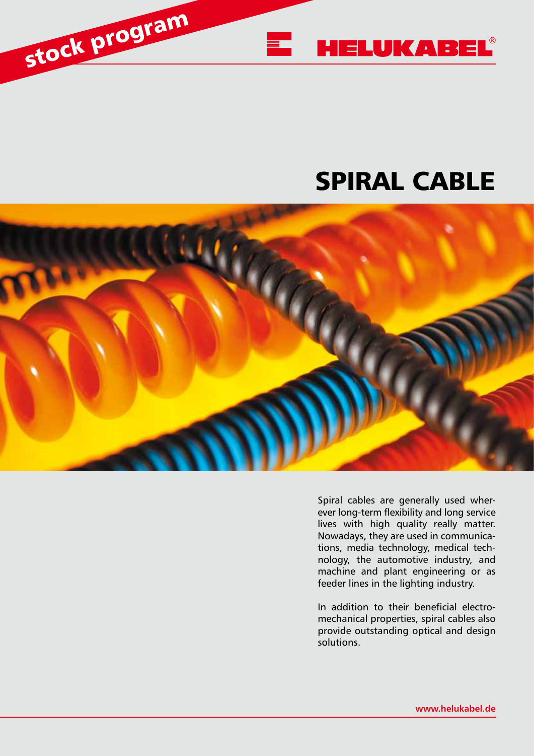stock program

HELUKABEL®

# SPIRAL CABLE

Spiral cables are generally used wherever long-term flexibility and long service lives with high quality really matter. Nowadays, they are used in communications, media technology, medical technology, the automotive industry, and machine and plant engineering or as feeder lines in the lighting industry.

In addition to their beneficial electromechanical properties, spiral cables also provide outstanding optical and design solutions.

**www.helukabel.de**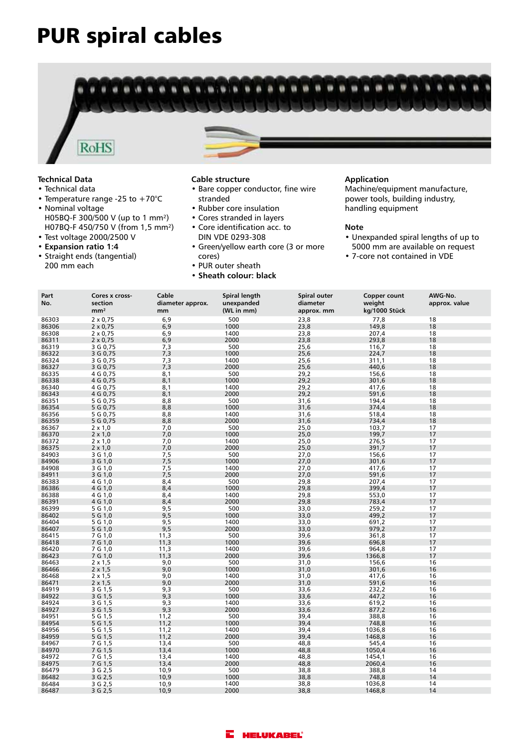# PUR spiral cables

RoHS

### Technical Data

- Technical data
- Temperature range -25 to +70°C
- Nominal voltage
  H05BQ-F 300/500 V (up to 1 mm²)
  H07BQ-F 450/750 V (from 1,5 mm²)
- Test voltage 2000/2500 V
- **Expansion ratio 1:4**
- Straight ends (tangential)
  200 mm each

### Cable structure

- Bare copper conductor, fine wire stranded
- Rubber core insulation
- Cores stranded in layers
- Core identification acc. to DIN VDE 0293-308
- Green/yellow earth core (3 or more cores)
- PUR outer sheath
- **Sheath colour: black**

### Application

Machine/equipment manufacture, power tools, building industry, handling equipment

### Note

- Unexpanded spiral lengths of up to 5000 mm are available on request
- 7-core not contained in VDE

| Part No. | Cores x cross-section mm² | Cable diameter approx. mm | Spiral length unexpanded (WL in mm) | Spiral outer diameter approx. mm | Copper count weight kg/1000 Stück | AWG-No. approx. value |
|---|---|---|---|---|---|---|
| 86303 | 2 x 0,75 | 6,9 | 500 | 23,8 | 77,8 | 18 |
| 86306 | 2 x 0,75 | 6,9 | 1000 | 23,8 | 149,8 | 18 |
| 86308 | 2 x 0,75 | 6,9 | 1400 | 23,8 | 207,4 | 18 |
| 86311 | 2 x 0,75 | 6,9 | 2000 | 23,8 | 293,8 | 18 |
| 86319 | 3 G 0,75 | 7,3 | 500 | 25,6 | 116,7 | 18 |
| 86322 | 3 G 0,75 | 7,3 | 1000 | 25,6 | 224,7 | 18 |
| 86324 | 3 G 0,75 | 7,3 | 1400 | 25,6 | 311,1 | 18 |
| 86327 | 3 G 0,75 | 7,3 | 2000 | 25,6 | 440,6 | 18 |
| 86335 | 4 G 0,75 | 8,1 | 500 | 29,2 | 156,6 | 18 |
| 86338 | 4 G 0,75 | 8,1 | 1000 | 29,2 | 301,6 | 18 |
| 86340 | 4 G 0,75 | 8,1 | 1400 | 29,2 | 417,6 | 18 |
| 86343 | 4 G 0,75 | 8,1 | 2000 | 29,2 | 591,6 | 18 |
| 86351 | 5 G 0,75 | 8,8 | 500 | 31,6 | 194,4 | 18 |
| 86354 | 5 G 0,75 | 8,8 | 1000 | 31,6 | 374,4 | 18 |
| 86356 | 5 G 0,75 | 8,8 | 1400 | 31,6 | 518,4 | 18 |
| 86359 | 5 G 0,75 | 8,8 | 2000 | 31,6 | 734,4 | 18 |
| 86367 | 2 x 1,0 | 7,0 | 500 | 25,0 | 103,7 | 17 |
| 86370 | 2 x 1,0 | 7,0 | 1000 | 25,0 | 199,7 | 17 |
| 86372 | 2 x 1,0 | 7,0 | 1400 | 25,0 | 276,5 | 17 |
| 86375 | 2 x 1,0 | 7,0 | 2000 | 25,0 | 391,7 | 17 |
| 84903 | 3 G 1,0 | 7,5 | 500 | 27,0 | 156,6 | 17 |
| 84906 | 3 G 1,0 | 7,5 | 1000 | 27,0 | 301,6 | 17 |
| 84908 | 3 G 1,0 | 7,5 | 1400 | 27,0 | 417,6 | 17 |
| 84911 | 3 G 1,0 | 7,5 | 2000 | 27,0 | 591,6 | 17 |
| 86383 | 4 G 1,0 | 8,4 | 500 | 29,8 | 207,4 | 17 |
| 86386 | 4 G 1,0 | 8,4 | 1000 | 29,8 | 399,4 | 17 |
| 86388 | 4 G 1,0 | 8,4 | 1400 | 29,8 | 553,0 | 17 |
| 86391 | 4 G 1,0 | 8,4 | 2000 | 29,8 | 783,4 | 17 |
| 86399 | 5 G 1,0 | 9,5 | 500 | 33,0 | 259,2 | 17 |
| 86402 | 5 G 1,0 | 9,5 | 1000 | 33,0 | 499,2 | 17 |
| 86404 | 5 G 1,0 | 9,5 | 1400 | 33,0 | 691,2 | 17 |
| 86407 | 5 G 1,0 | 9,5 | 2000 | 33,0 | 979,2 | 17 |
| 86415 | 7 G 1,0 | 11,3 | 500 | 39,6 | 361,8 | 17 |
| 86418 | 7 G 1,0 | 11,3 | 1000 | 39,6 | 696,8 | 17 |
| 86420 | 7 G 1,0 | 11,3 | 1400 | 39,6 | 964,8 | 17 |
| 86423 | 7 G 1,0 | 11,3 | 2000 | 39,6 | 1366,8 | 17 |
| 86463 | 2 x 1,5 | 9,0 | 500 | 31,0 | 156,6 | 16 |
| 86466 | 2 x 1,5 | 9,0 | 1000 | 31,0 | 301,6 | 16 |
| 86468 | 2 x 1,5 | 9,0 | 1400 | 31,0 | 417,6 | 16 |
| 86471 | 2 x 1,5 | 9,0 | 2000 | 31,0 | 591,6 | 16 |
| 84919 | 3 G 1,5 | 9,3 | 500 | 33,6 | 232,2 | 16 |
| 84922 | 3 G 1,5 | 9,3 | 1000 | 33,6 | 447,2 | 16 |
| 84924 | 3 G 1,5 | 9,3 | 1400 | 33,6 | 619,2 | 16 |
| 84927 | 3 G 1,5 | 9,3 | 2000 | 33,6 | 877,2 | 16 |
| 84951 | 5 G 1,5 | 11,2 | 500 | 39,4 | 388,8 | 16 |
| 84954 | 5 G 1,5 | 11,2 | 1000 | 39,4 | 748,8 | 16 |
| 84956 | 5 G 1,5 | 11,2 | 1400 | 39,4 | 1036,8 | 16 |
| 84959 | 5 G 1,5 | 11,2 | 2000 | 39,4 | 1468,8 | 16 |
| 84967 | 7 G 1,5 | 13,4 | 500 | 48,8 | 545,4 | 16 |
| 84970 | 7 G 1,5 | 13,4 | 1000 | 48,8 | 1050,4 | 16 |
| 84972 | 7 G 1,5 | 13,4 | 1400 | 48,8 | 1454,1 | 16 |
| 84975 | 7 G 1,5 | 13,4 | 2000 | 48,8 | 2060,4 | 16 |
| 86479 | 3 G 2,5 | 10,9 | 500 | 38,8 | 388,8 | 14 |
| 86482 | 3 G 2,5 | 10,9 | 1000 | 38,8 | 748,8 | 14 |
| 86484 | 3 G 2,5 | 10,9 | 1400 | 38,8 | 1036,8 | 14 |
| 86487 | 3 G 2,5 | 10,9 | 2000 | 38,8 | 1468,8 | 14 |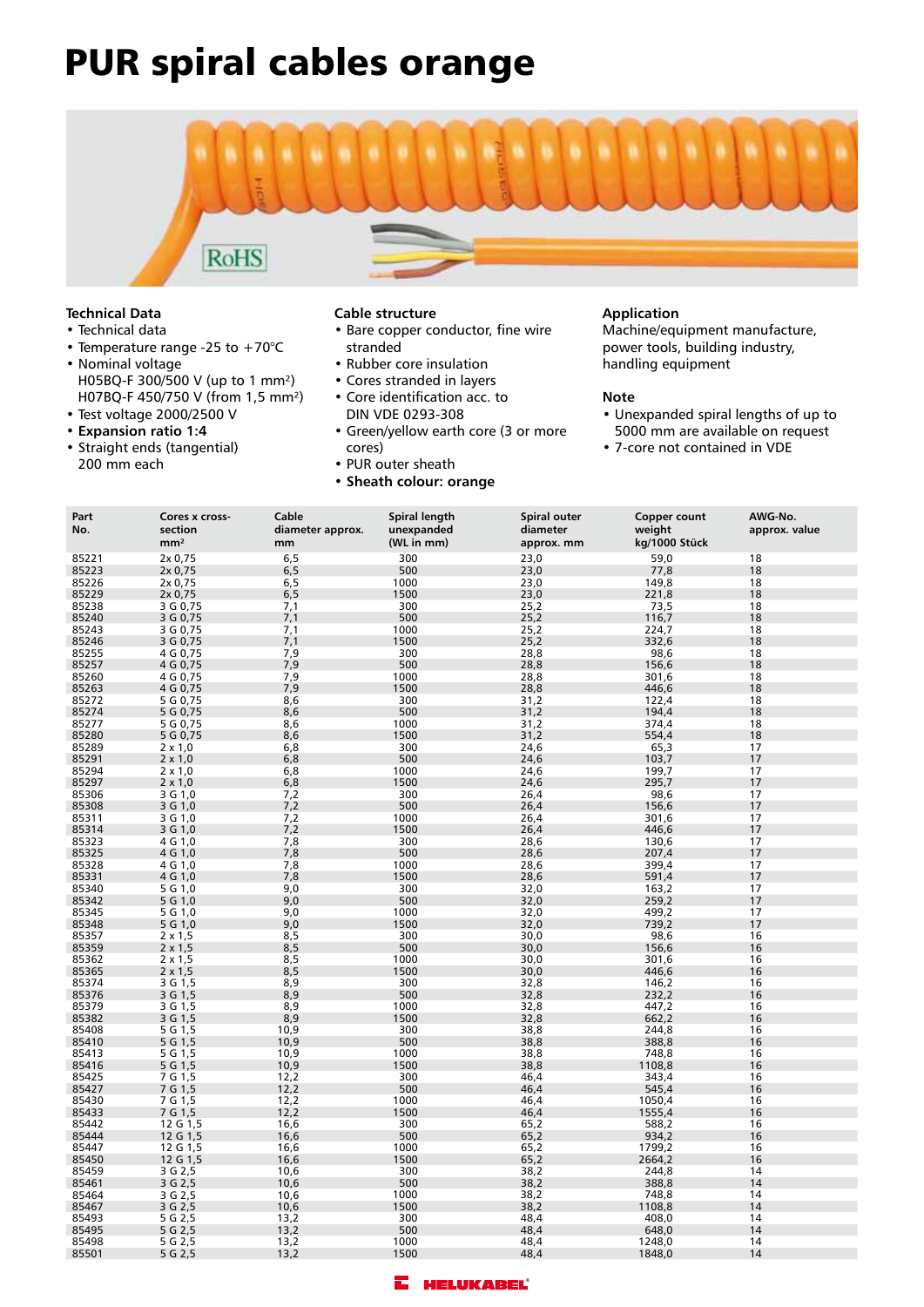# PUR spiral cables orange

### Technical Data

- Technical data
- Temperature range -25 to +70°C
- Nominal voltage
  H05BQ-F 300/500 V (up to 1 mm²)
  H07BQ-F 450/750 V (from 1,5 mm²)
- Test voltage 2000/2500 V
- **Expansion ratio 1:4**
- Straight ends (tangential)
  200 mm each

### Cable structure

- Bare copper conductor, fine wire stranded
- Rubber core insulation
- Cores stranded in layers
- Core identification acc. to DIN VDE 0293-308
- Green/yellow earth core (3 or more cores)
- PUR outer sheath
- **Sheath colour: orange**

### Application

Machine/equipment manufacture, power tools, building industry, handling equipment

### Note

- Unexpanded spiral lengths of up to 5000 mm are available on request
- 7-core not contained in VDE

| Part No. | Cores x cross-section mm² | Cable diameter approx. mm | Spiral length unexpanded (WL in mm) | Spiral outer diameter approx. mm | Copper count weight kg/1000 Stück | AWG-No. approx. value |
|---|---|---|---|---|---|---|
| 85221 | 2x 0,75 | 6,5 | 300 | 23,0 | 59,0 | 18 |
| 85223 | 2x 0,75 | 6,5 | 500 | 23,0 | 77,8 | 18 |
| 85226 | 2x 0,75 | 6,5 | 1000 | 23,0 | 149,8 | 18 |
| 85229 | 2x 0,75 | 6,5 | 1500 | 23,0 | 221,8 | 18 |
| 85238 | 3 G 0,75 | 7,1 | 300 | 25,2 | 73,5 | 18 |
| 85240 | 3 G 0,75 | 7,1 | 500 | 25,2 | 116,7 | 18 |
| 85243 | 3 G 0,75 | 7,1 | 1000 | 25,2 | 224,7 | 18 |
| 85246 | 3 G 0,75 | 7,1 | 1500 | 25,2 | 332,6 | 18 |
| 85255 | 4 G 0,75 | 7,9 | 300 | 28,8 | 98,6 | 18 |
| 85257 | 4 G 0,75 | 7,9 | 500 | 28,8 | 156,6 | 18 |
| 85260 | 4 G 0,75 | 7,9 | 1000 | 28,8 | 301,6 | 18 |
| 85263 | 4 G 0,75 | 7,9 | 1500 | 28,8 | 446,6 | 18 |
| 85272 | 5 G 0,75 | 8,6 | 300 | 31,2 | 122,4 | 18 |
| 85274 | 5 G 0,75 | 8,6 | 500 | 31,2 | 194,4 | 18 |
| 85277 | 5 G 0,75 | 8,6 | 1000 | 31,2 | 374,4 | 18 |
| 85280 | 5 G 0,75 | 8,6 | 1500 | 31,2 | 554,4 | 18 |
| 85289 | 2 x 1,0 | 6,8 | 300 | 24,6 | 65,3 | 17 |
| 85291 | 2 x 1,0 | 6,8 | 500 | 24,6 | 103,7 | 17 |
| 85294 | 2 x 1,0 | 6,8 | 1000 | 24,6 | 199,7 | 17 |
| 85297 | 2 x 1,0 | 6,8 | 1500 | 24,6 | 295,7 | 17 |
| 85306 | 3 G 1,0 | 7,2 | 300 | 26,4 | 98,6 | 17 |
| 85308 | 3 G 1,0 | 7,2 | 500 | 26,4 | 156,6 | 17 |
| 85311 | 3 G 1,0 | 7,2 | 1000 | 26,4 | 301,6 | 17 |
| 85314 | 3 G 1,0 | 7,2 | 1500 | 26,4 | 446,6 | 17 |
| 85323 | 4 G 1,0 | 7,8 | 300 | 28,6 | 130,6 | 17 |
| 85325 | 4 G 1,0 | 7,8 | 500 | 28,6 | 207,4 | 17 |
| 85328 | 4 G 1,0 | 7,8 | 1000 | 28,6 | 399,4 | 17 |
| 85331 | 4 G 1,0 | 7,8 | 1500 | 28,6 | 591,4 | 17 |
| 85340 | 5 G 1,0 | 9,0 | 300 | 32,0 | 163,2 | 17 |
| 85342 | 5 G 1,0 | 9,0 | 500 | 32,0 | 259,2 | 17 |
| 85345 | 5 G 1,0 | 9,0 | 1000 | 32,0 | 499,2 | 17 |
| 85348 | 5 G 1,0 | 9,0 | 1500 | 32,0 | 739,2 | 17 |
| 85357 | 2 x 1,5 | 8,5 | 300 | 30,0 | 98,6 | 16 |
| 85359 | 2 x 1,5 | 8,5 | 500 | 30,0 | 156,6 | 16 |
| 85362 | 2 x 1,5 | 8,5 | 1000 | 30,0 | 301,6 | 16 |
| 85365 | 2 x 1,5 | 8,5 | 1500 | 30,0 | 446,6 | 16 |
| 85374 | 3 G 1,5 | 8,9 | 300 | 32,8 | 146,2 | 16 |
| 85376 | 3 G 1,5 | 8,9 | 500 | 32,8 | 232,2 | 16 |
| 85379 | 3 G 1,5 | 8,9 | 1000 | 32,8 | 447,2 | 16 |
| 85382 | 3 G 1,5 | 8,9 | 1500 | 32,8 | 662,2 | 16 |
| 85408 | 5 G 1,5 | 10,9 | 300 | 38,8 | 244,8 | 16 |
| 85410 | 5 G 1,5 | 10,9 | 500 | 38,8 | 388,8 | 16 |
| 85413 | 5 G 1,5 | 10,9 | 1000 | 38,8 | 748,8 | 16 |
| 85416 | 5 G 1,5 | 10,9 | 1500 | 38,8 | 1108,8 | 16 |
| 85425 | 7 G 1,5 | 12,2 | 300 | 46,4 | 343,4 | 16 |
| 85427 | 7 G 1,5 | 12,2 | 500 | 46,4 | 545,4 | 16 |
| 85430 | 7 G 1,5 | 12,2 | 1000 | 46,4 | 1050,4 | 16 |
| 85433 | 7 G 1,5 | 12,2 | 1500 | 46,4 | 1555,4 | 16 |
| 85442 | 12 G 1,5 | 16,6 | 300 | 65,2 | 588,2 | 16 |
| 85444 | 12 G 1,5 | 16,6 | 500 | 65,2 | 934,2 | 16 |
| 85447 | 12 G 1,5 | 16,6 | 1000 | 65,2 | 1799,2 | 16 |
| 85450 | 12 G 1,5 | 16,6 | 1500 | 65,2 | 2664,2 | 16 |
| 85459 | 3 G 2,5 | 10,6 | 300 | 38,2 | 244,8 | 14 |
| 85461 | 3 G 2,5 | 10,6 | 500 | 38,2 | 388,8 | 14 |
| 85464 | 3 G 2,5 | 10,6 | 1000 | 38,2 | 748,8 | 14 |
| 85467 | 3 G 2,5 | 10,6 | 1500 | 38,2 | 1108,8 | 14 |
| 85493 | 5 G 2,5 | 13,2 | 300 | 48,4 | 408,0 | 14 |
| 85495 | 5 G 2,5 | 13,2 | 500 | 48,4 | 648,0 | 14 |
| 85498 | 5 G 2,5 | 13,2 | 1000 | 48,4 | 1248,0 | 14 |
| 85501 | 5 G 2,5 | 13,2 | 1500 | 48,4 | 1848,0 | 14 |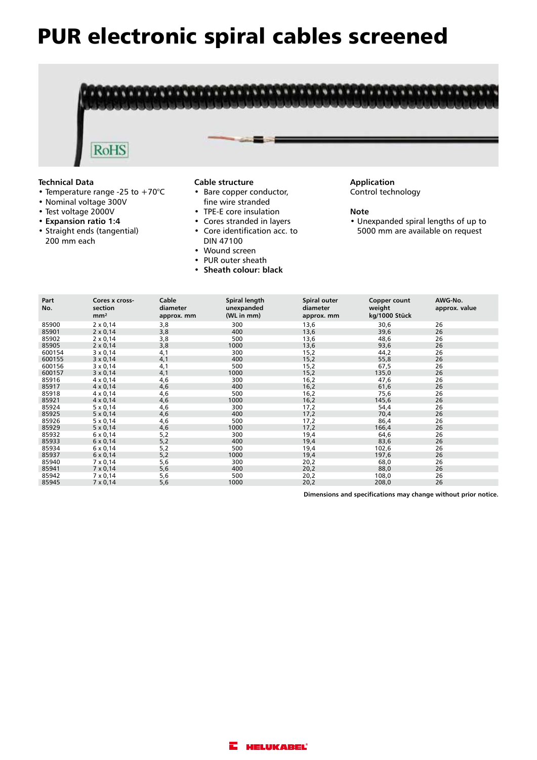# PUR electronic spiral cables screened

RoHS

### Technical Data

- Temperature range -25 to +70°C
- Nominal voltage 300V
- Test voltage 2000V
- **Expansion ratio 1:4**
- Straight ends (tangential) 200 mm each

### Cable structure

- Bare copper conductor, fine wire stranded
- TPE-E core insulation
- Cores stranded in layers
- Core identification acc. to DIN 47100
- Wound screen
- PUR outer sheath
- **Sheath colour: black**

### Application

Control technology

### Note

- Unexpanded spiral lengths of up to 5000 mm are available on request

| Part No. | Cores x cross-section mm² | Cable diameter approx. mm | Spiral length unexpanded (WL in mm) | Spiral outer diameter approx. mm | Copper count weight kg/1000 Stück | AWG-No. approx. value |
|---|---|---|---|---|---|---|
| 85900 | 2 x 0,14 | 3,8 | 300 | 13,6 | 30,6 | 26 |
| 85901 | 2 x 0,14 | 3,8 | 400 | 13,6 | 39,6 | 26 |
| 85902 | 2 x 0,14 | 3,8 | 500 | 13,6 | 48,6 | 26 |
| 85905 | 2 x 0,14 | 3,8 | 1000 | 13,6 | 93,6 | 26 |
| 600154 | 3 x 0,14 | 4,1 | 300 | 15,2 | 44,2 | 26 |
| 600155 | 3 x 0,14 | 4,1 | 400 | 15,2 | 55,8 | 26 |
| 600156 | 3 x 0,14 | 4,1 | 500 | 15,2 | 67,5 | 26 |
| 600157 | 3 x 0,14 | 4,1 | 1000 | 15,2 | 135,0 | 26 |
| 85916 | 4 x 0,14 | 4,6 | 300 | 16,2 | 47,6 | 26 |
| 85917 | 4 x 0,14 | 4,6 | 400 | 16,2 | 61,6 | 26 |
| 85918 | 4 x 0,14 | 4,6 | 500 | 16,2 | 75,6 | 26 |
| 85921 | 4 x 0,14 | 4,6 | 1000 | 16,2 | 145,6 | 26 |
| 85924 | 5 x 0,14 | 4,6 | 300 | 17,2 | 54,4 | 26 |
| 85925 | 5 x 0,14 | 4,6 | 400 | 17,2 | 70,4 | 26 |
| 85926 | 5 x 0,14 | 4,6 | 500 | 17,2 | 86,4 | 26 |
| 85929 | 5 x 0,14 | 4,6 | 1000 | 17,2 | 166,4 | 26 |
| 85932 | 6 x 0,14 | 5,2 | 300 | 19,4 | 64,6 | 26 |
| 85933 | 6 x 0,14 | 5,2 | 400 | 19,4 | 83,6 | 26 |
| 85934 | 6 x 0,14 | 5,2 | 500 | 19,4 | 102,6 | 26 |
| 85937 | 6 x 0,14 | 5,2 | 1000 | 19,4 | 197,6 | 26 |
| 85940 | 7 x 0,14 | 5,6 | 300 | 20,2 | 68,0 | 26 |
| 85941 | 7 x 0,14 | 5,6 | 400 | 20,2 | 88,0 | 26 |
| 85942 | 7 x 0,14 | 5,6 | 500 | 20,2 | 108,0 | 26 |
| 85945 | 7 x 0,14 | 5,6 | 1000 | 20,2 | 208,0 | 26 |

**Dimensions and specifications may change without prior notice.**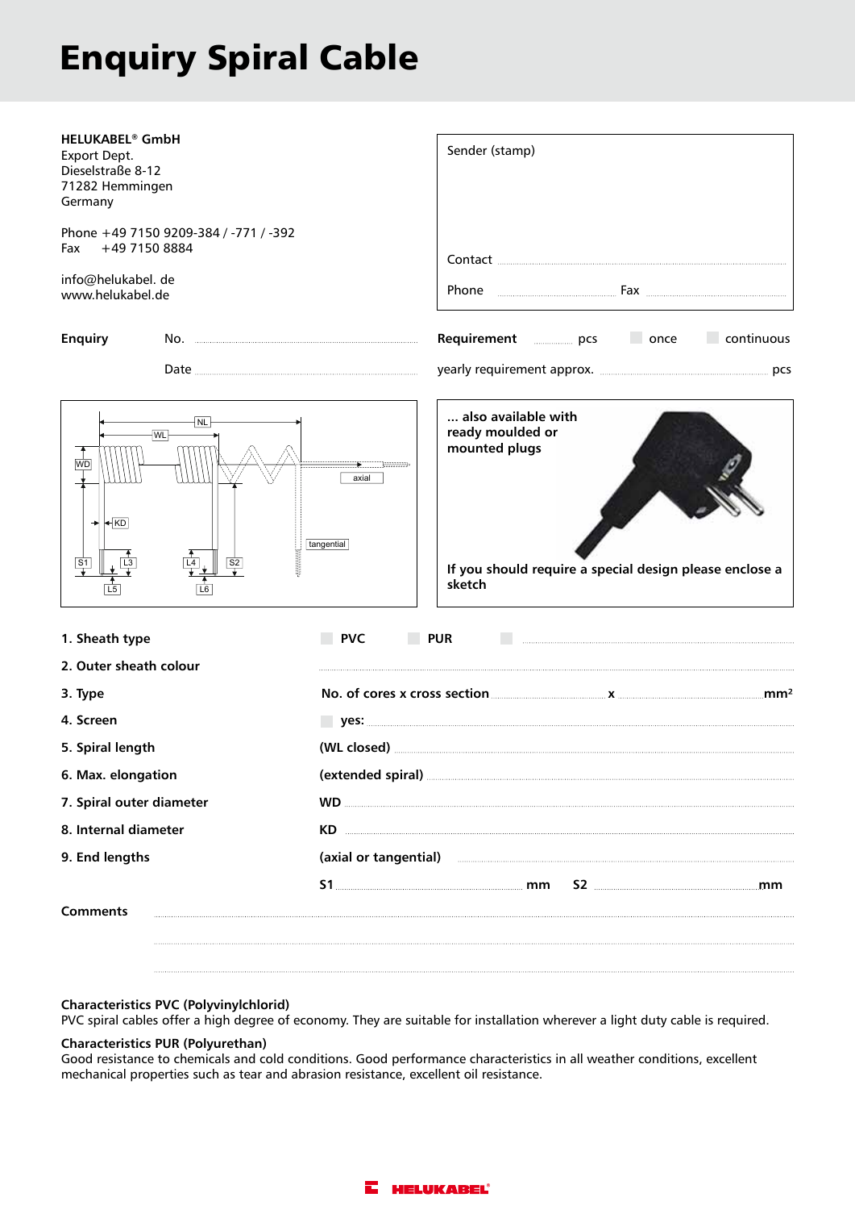# Enquiry Spiral Cable

**HELUKABEL® GmbH**
Export Dept.
Dieselstraße 8-12
71282 Hemmingen
Germany

Phone +49 7150 9209-384 / -771 / -392
Fax +49 7150 8884

info@helukabel. de
www.helukabel.de

Sender (stamp)

Contact ..........

Phone .......... Fax ..........

**Enquiry** No. ..........

Date ..........

**Requirement** .......... pcs ☐ once ☐ continuous

yearly requirement approx. .......... pcs

NL, WL, WD, KD, axial, tangential, S1, L3, L4, S2, L5, L6

**... also available with ready moulded or mounted plugs**

**If you should require a special design please enclose a sketch**

| | |
|---|---|
| **1. Sheath type** | ☐ **PVC** ☐ **PUR** ☐ .......... |
| **2. Outer sheath colour** | .......... |
| **3. Type** | **No. of cores x cross section** .......... **x** .......... **mm²** |
| **4. Screen** | ☐ **yes:** .......... |
| **5. Spiral length** | **(WL closed)** .......... |
| **6. Max. elongation** | **(extended spiral)** .......... |
| **7. Spiral outer diameter** | **WD** .......... |
| **8. Internal diameter** | **KD** .......... |
| **9. End lengths** | **(axial or tangential)** .......... |
| | **S1** .......... **mm** **S2** .......... **mm** |

**Comments** ..........

..........

..........

**Characteristics PVC (Polyvinylchlorid)**
PVC spiral cables offer a high degree of economy. They are suitable for installation wherever a light duty cable is required.

**Characteristics PUR (Polyurethan)**
Good resistance to chemicals and cold conditions. Good performance characteristics in all weather conditions, excellent mechanical properties such as tear and abrasion resistance, excellent oil resistance.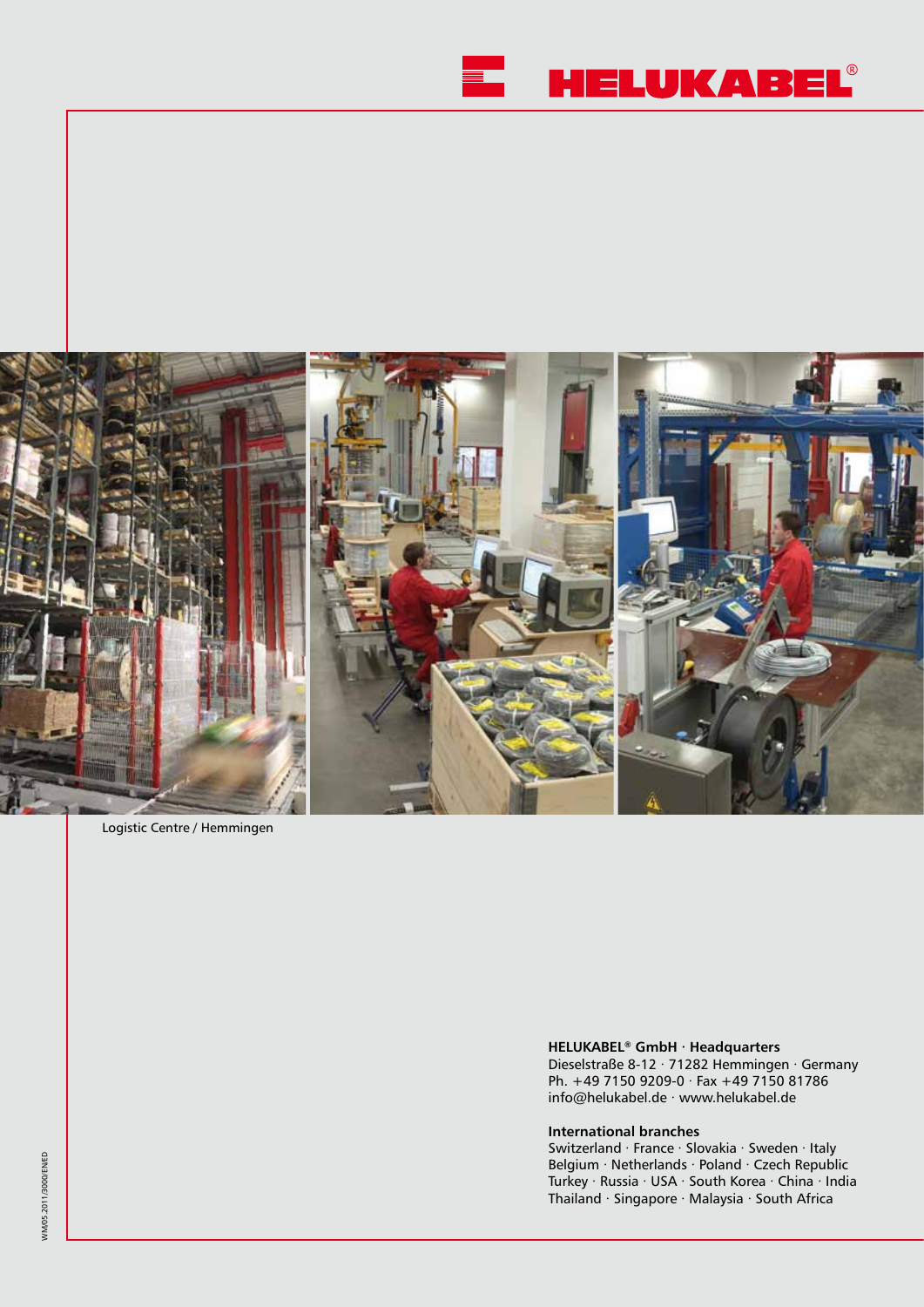Logistic Centre / Hemmingen

**HELUKABEL® GmbH · Headquarters**
Dieselstraße 8-12 · 71282 Hemmingen · Germany
Ph. +49 7150 9209-0 · Fax +49 7150 81786
info@helukabel.de · www.helukabel.de

**International branches**
Switzerland · France · Slovakia · Sweden · Italy
Belgium · Netherlands · Poland · Czech Republic
Turkey · Russia · USA · South Korea · China · India
Thailand · Singapore · Malaysia · South Africa

WM05.2011/3000/EN/ED